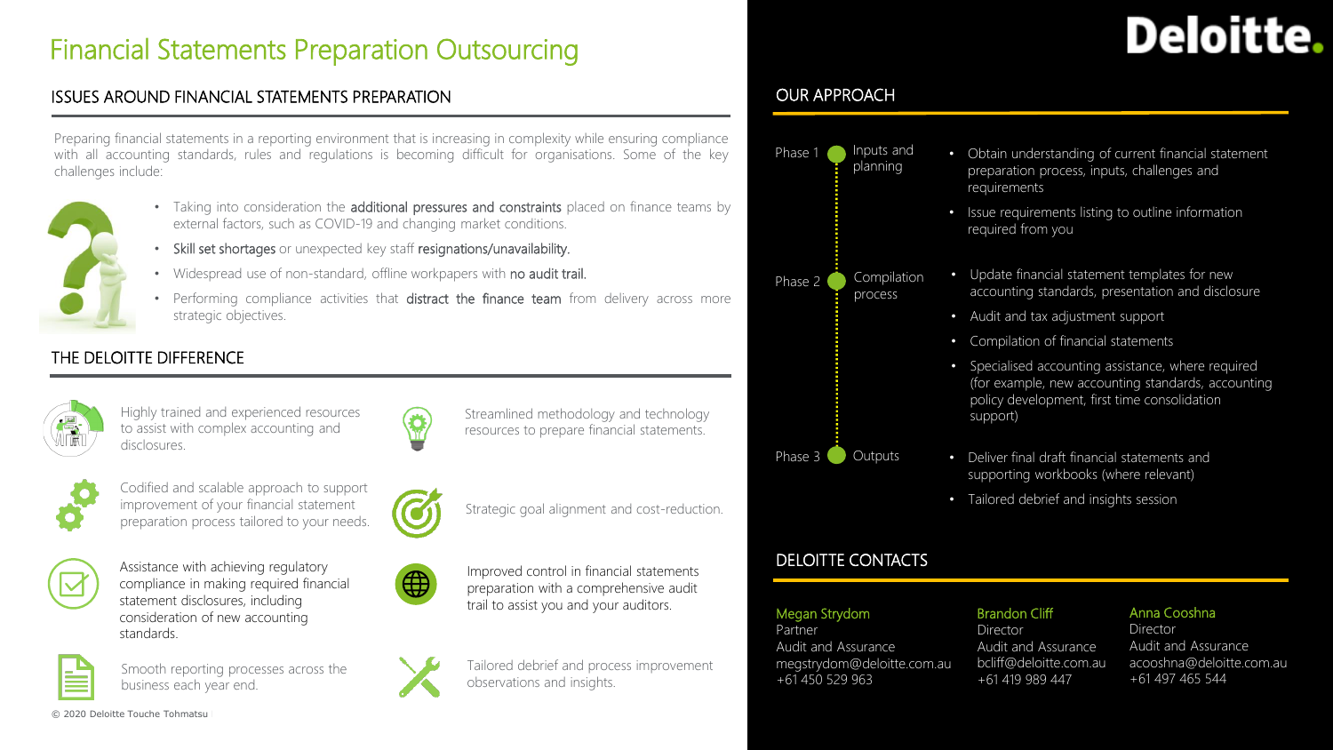# Financial Statements Preparation Outsourcing

Deloitte.

## ISSUES AROUND FINANCIAL STATEMENTS PREPARATION

Preparing financial statements in a reporting environment that is increasing in complexity while ensuring compliance with all accounting standards, rules and regulations is becoming difficult for organisations. Some of the key challenges include:

- Taking into consideration the **additional pressures and constraints** placed on finance teams by external factors, such as COVID-19 and changing market conditions.
- **Skill set shortages** or unexpected key staff **resignations/unavailability.**
- Widespread use of non-standard, offline workpapers with **no audit trail.**
- Performing compliance activities that **distract the finance team** from delivery across more strategic objectives.

## THE DELOITTE DIFFERENCE

- Highly trained and experienced resources to assist with complex accounting and disclosures.
- Streamlined methodology and technology resources to prepare financial statements.
- Codified and scalable approach to support improvement of your financial statement preparation process tailored to your needs.
- Strategic goal alignment and cost-reduction.
- Assistance with achieving regulatory compliance in making required financial statement disclosures, including consideration of new accounting standards.
- Improved control in financial statements preparation with a comprehensive audit trail to assist you and your auditors.
- Smooth reporting processes across the business each year end.
- Tailored debrief and process improvement observations and insights.

## OUR APPROACH

**Phase 1 – Inputs and planning**

- Obtain understanding of current financial statement preparation process, inputs, challenges and requirements
- Issue requirements listing to outline information required from you

**Phase 2 – Compilation process**

- Update financial statement templates for new accounting standards, presentation and disclosure
- Audit and tax adjustment support
- Compilation of financial statements
- Specialised accounting assistance, where required (for example, new accounting standards, accounting policy development, first time consolidation support)

**Phase 3 – Outputs**

- Deliver final draft financial statements and supporting workbooks (where relevant)
- Tailored debrief and insights session

## DELOITTE CONTACTS

**Megan Strydom**
Partner
Audit and Assurance
megstrydom@deloitte.com.au
+61 450 529 963

**Brandon Cliff**
Director
Audit and Assurance
bcliff@deloitte.com.au
+61 419 989 447

**Anna Cooshna**
Director
Audit and Assurance
acooshna@deloitte.com.au
+61 497 465 544

© 2020 Deloitte Touche Tohmatsu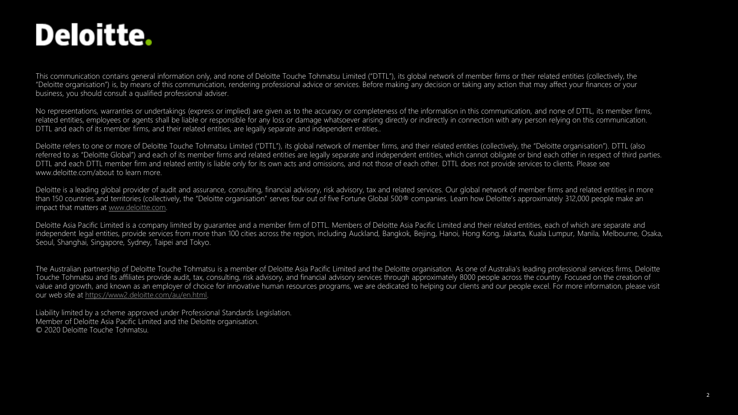# Deloitte.

This communication contains general information only, and none of Deloitte Touche Tohmatsu Limited ("DTTL"), its global network of member firms or their related entities (collectively, the "Deloitte organisation") is, by means of this communication, rendering professional advice or services. Before making any decision or taking any action that may affect your finances or your business, you should consult a qualified professional adviser.

No representations, warranties or undertakings (express or implied) are given as to the accuracy or completeness of the information in this communication, and none of DTTL, its member firms, related entities, employees or agents shall be liable or responsible for any loss or damage whatsoever arising directly or indirectly in connection with any person relying on this communication. DTTL and each of its member firms, and their related entities, are legally separate and independent entities..

Deloitte refers to one or more of Deloitte Touche Tohmatsu Limited ("DTTL"), its global network of member firms, and their related entities (collectively, the "Deloitte organisation"). DTTL (also referred to as "Deloitte Global") and each of its member firms and related entities are legally separate and independent entities, which cannot obligate or bind each other in respect of third parties. DTTL and each DTTL member firm and related entity is liable only for its own acts and omissions, and not those of each other. DTTL does not provide services to clients. Please see www.deloitte.com/about to learn more.

Deloitte is a leading global provider of audit and assurance, consulting, financial advisory, risk advisory, tax and related services. Our global network of member firms and related entities in more than 150 countries and territories (collectively, the "Deloitte organisation" serves four out of five Fortune Global 500® companies. Learn how Deloitte's approximately 312,000 people make an impact that matters at www.deloitte.com.

Deloitte Asia Pacific Limited is a company limited by guarantee and a member firm of DTTL. Members of Deloitte Asia Pacific Limited and their related entities, each of which are separate and independent legal entities, provide services from more than 100 cities across the region, including Auckland, Bangkok, Beijing, Hanoi, Hong Kong, Jakarta, Kuala Lumpur, Manila, Melbourne, Osaka, Seoul, Shanghai, Singapore, Sydney, Taipei and Tokyo.

The Australian partnership of Deloitte Touche Tohmatsu is a member of Deloitte Asia Pacific Limited and the Deloitte organisation. As one of Australia's leading professional services firms, Deloitte Touche Tohmatsu and its affiliates provide audit, tax, consulting, risk advisory, and financial advisory services through approximately 8000 people across the country. Focused on the creation of value and growth, and known as an employer of choice for innovative human resources programs, we are dedicated to helping our clients and our people excel. For more information, please visit our web site at https://www2.deloitte.com/au/en.html.

Liability limited by a scheme approved under Professional Standards Legislation.
Member of Deloitte Asia Pacific Limited and the Deloitte organisation.
© 2020 Deloitte Touche Tohmatsu.